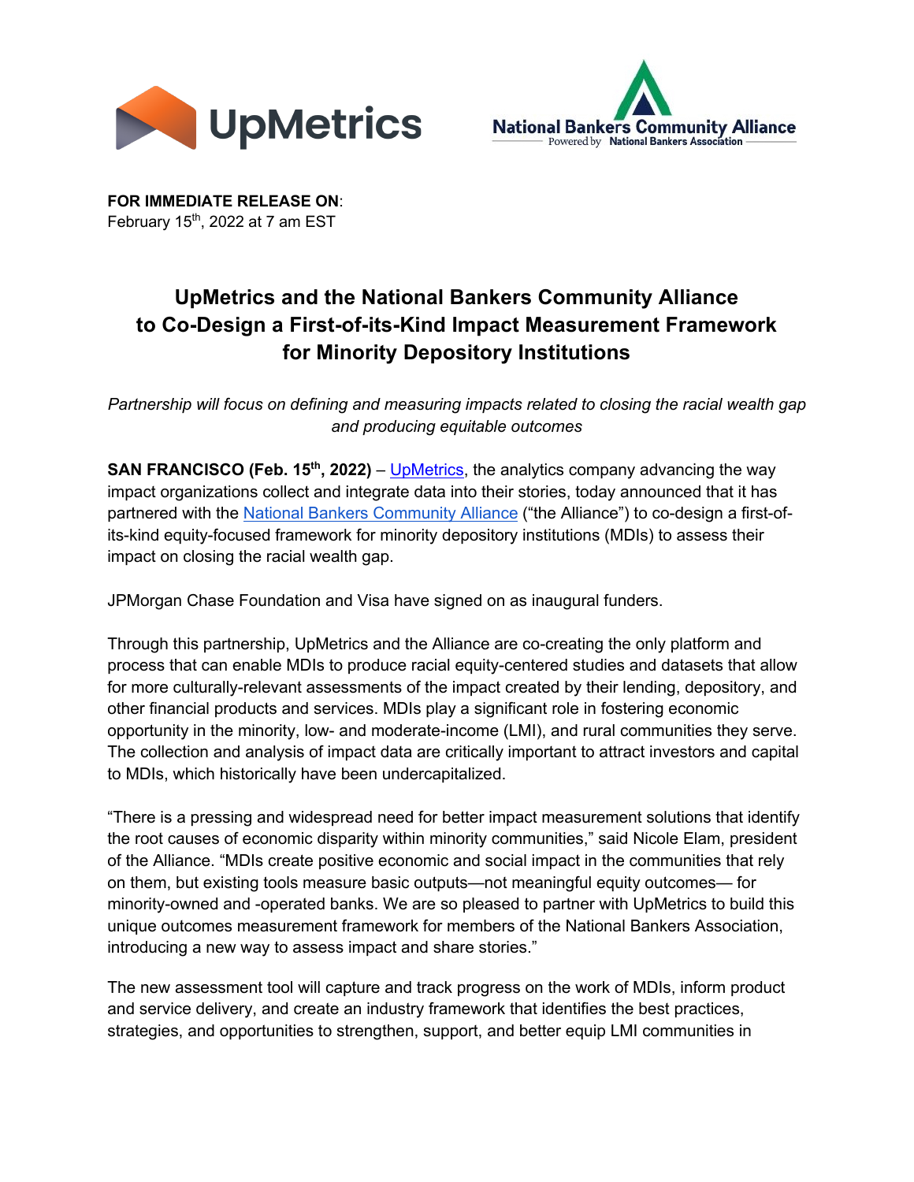**FOR IMMEDIATE RELEASE ON**:
February 15th, 2022 at 7 am EST

# UpMetrics and the National Bankers Community Alliance to Co-Design a First-of-its-Kind Impact Measurement Framework for Minority Depository Institutions

*Partnership will focus on defining and measuring impacts related to closing the racial wealth gap and producing equitable outcomes*

**SAN FRANCISCO (Feb. 15th, 2022)** – UpMetrics, the analytics company advancing the way impact organizations collect and integrate data into their stories, today announced that it has partnered with the National Bankers Community Alliance ("the Alliance") to co-design a first-of-its-kind equity-focused framework for minority depository institutions (MDIs) to assess their impact on closing the racial wealth gap.

JPMorgan Chase Foundation and Visa have signed on as inaugural funders.

Through this partnership, UpMetrics and the Alliance are co-creating the only platform and process that can enable MDIs to produce racial equity-centered studies and datasets that allow for more culturally-relevant assessments of the impact created by their lending, depository, and other financial products and services. MDIs play a significant role in fostering economic opportunity in the minority, low- and moderate-income (LMI), and rural communities they serve. The collection and analysis of impact data are critically important to attract investors and capital to MDIs, which historically have been undercapitalized.

"There is a pressing and widespread need for better impact measurement solutions that identify the root causes of economic disparity within minority communities," said Nicole Elam, president of the Alliance. "MDIs create positive economic and social impact in the communities that rely on them, but existing tools measure basic outputs—not meaningful equity outcomes— for minority-owned and -operated banks. We are so pleased to partner with UpMetrics to build this unique outcomes measurement framework for members of the National Bankers Association, introducing a new way to assess impact and share stories."

The new assessment tool will capture and track progress on the work of MDIs, inform product and service delivery, and create an industry framework that identifies the best practices, strategies, and opportunities to strengthen, support, and better equip LMI communities in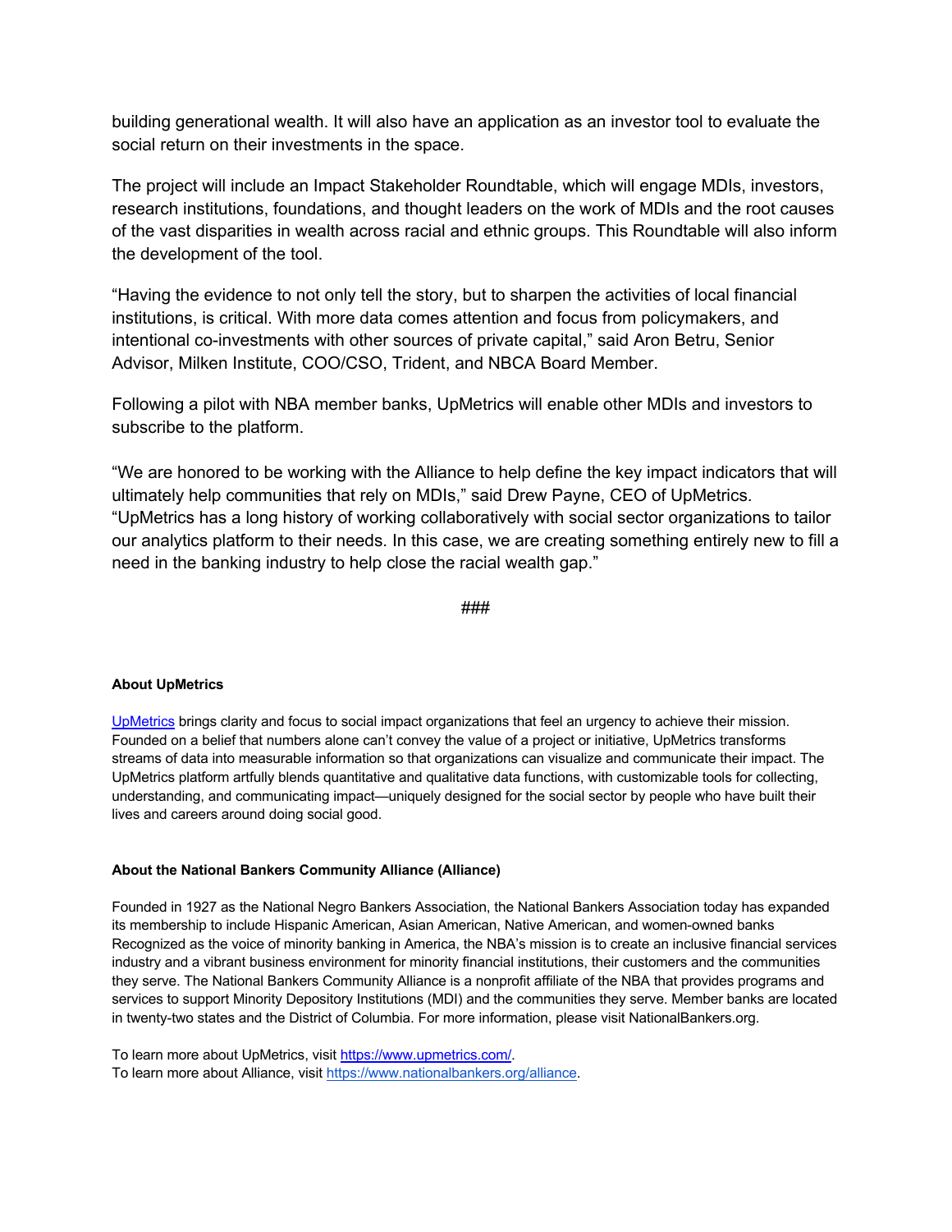building generational wealth. It will also have an application as an investor tool to evaluate the social return on their investments in the space.

The project will include an Impact Stakeholder Roundtable, which will engage MDIs, investors, research institutions, foundations, and thought leaders on the work of MDIs and the root causes of the vast disparities in wealth across racial and ethnic groups. This Roundtable will also inform the development of the tool.

“Having the evidence to not only tell the story, but to sharpen the activities of local financial institutions, is critical. With more data comes attention and focus from policymakers, and intentional co-investments with other sources of private capital,” said Aron Betru, Senior Advisor, Milken Institute, COO/CSO, Trident, and NBCA Board Member.

Following a pilot with NBA member banks, UpMetrics will enable other MDIs and investors to subscribe to the platform.

“We are honored to be working with the Alliance to help define the key impact indicators that will ultimately help communities that rely on MDIs,” said Drew Payne, CEO of UpMetrics. “UpMetrics has a long history of working collaboratively with social sector organizations to tailor our analytics platform to their needs. In this case, we are creating something entirely new to fill a need in the banking industry to help close the racial wealth gap.”

###

**About UpMetrics**

UpMetrics brings clarity and focus to social impact organizations that feel an urgency to achieve their mission. Founded on a belief that numbers alone can’t convey the value of a project or initiative, UpMetrics transforms streams of data into measurable information so that organizations can visualize and communicate their impact. The UpMetrics platform artfully blends quantitative and qualitative data functions, with customizable tools for collecting, understanding, and communicating impact—uniquely designed for the social sector by people who have built their lives and careers around doing social good.

**About the National Bankers Community Alliance (Alliance)**

Founded in 1927 as the National Negro Bankers Association, the National Bankers Association today has expanded its membership to include Hispanic American, Asian American, Native American, and women-owned banks Recognized as the voice of minority banking in America, the NBA’s mission is to create an inclusive financial services industry and a vibrant business environment for minority financial institutions, their customers and the communities they serve. The National Bankers Community Alliance is a nonprofit affiliate of the NBA that provides programs and services to support Minority Depository Institutions (MDI) and the communities they serve. Member banks are located in twenty-two states and the District of Columbia. For more information, please visit NationalBankers.org.

To learn more about UpMetrics, visit https://www.upmetrics.com/.
To learn more about Alliance, visit https://www.nationalbankers.org/alliance.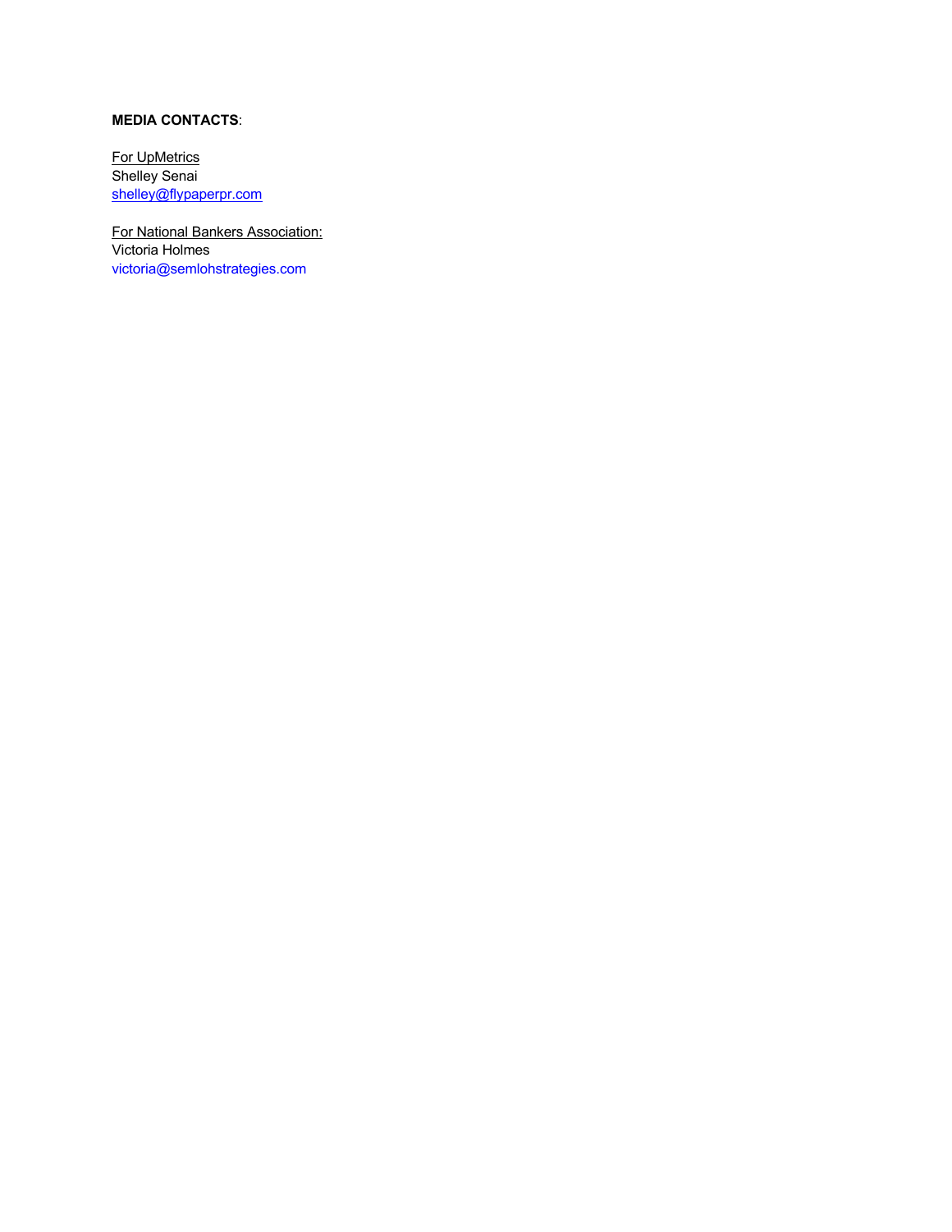**MEDIA CONTACTS**:

For UpMetrics
Shelley Senai
shelley@flypaperpr.com

For National Bankers Association:
Victoria Holmes
victoria@semlohstrategies.com